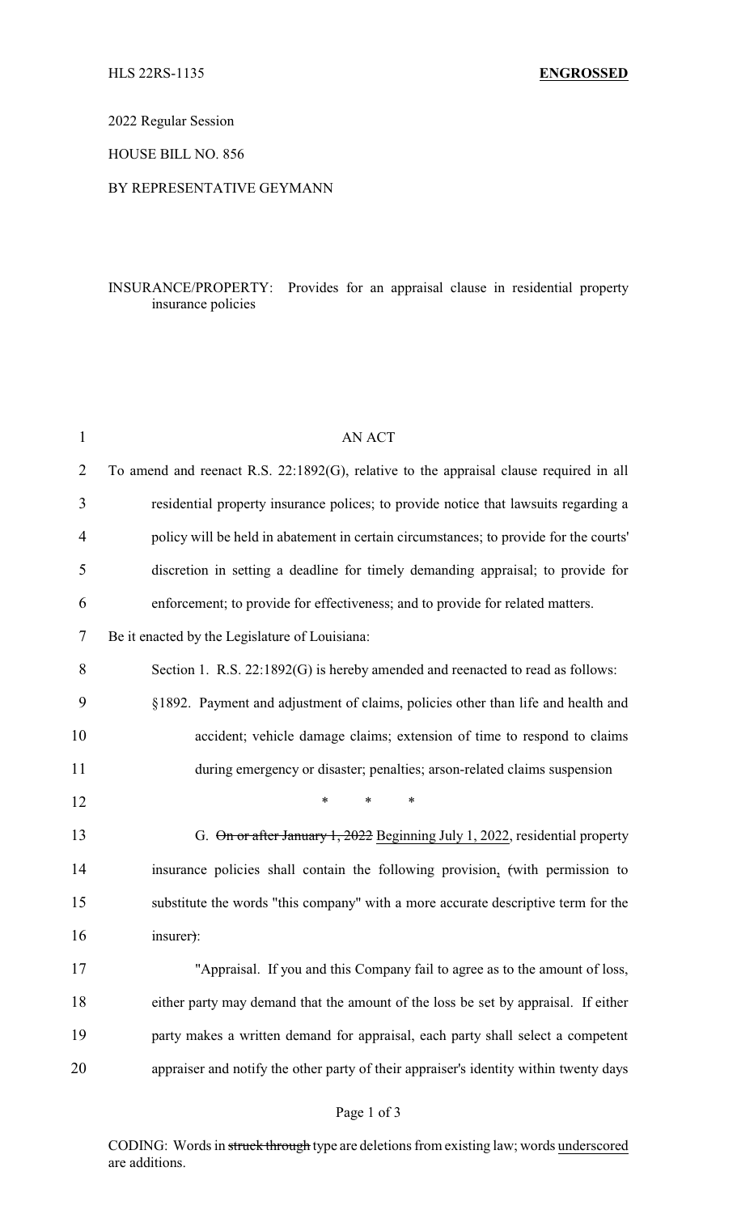HLS 22RS-1135 **ENGROSSED**

2022 Regular Session

HOUSE BILL NO. 856

BY REPRESENTATIVE GEYMANN

INSURANCE/PROPERTY: Provides for an appraisal clause in residential property insurance policies

AN ACT

To amend and reenact R.S. 22:1892(G), relative to the appraisal clause required in all residential property insurance polices; to provide notice that lawsuits regarding a policy will be held in abatement in certain circumstances; to provide for the courts' discretion in setting a deadline for timely demanding appraisal; to provide for enforcement; to provide for effectiveness; and to provide for related matters.

Be it enacted by the Legislature of Louisiana:

Section 1. R.S. 22:1892(G) is hereby amended and reenacted to read as follows:

§1892. Payment and adjustment of claims, policies other than life and health and accident; vehicle damage claims; extension of time to respond to claims during emergency or disaster; penalties; arson-related claims suspension

\* \* \*

G. ~~On or after January 1, 2022~~ Beginning July 1, 2022, residential property insurance policies shall contain the following provision, ~~(~~with permission to substitute the words "this company" with a more accurate descriptive term for the insurer~~)~~:

"Appraisal. If you and this Company fail to agree as to the amount of loss, either party may demand that the amount of the loss be set by appraisal. If either party makes a written demand for appraisal, each party shall select a competent appraiser and notify the other party of their appraiser's identity within twenty days

CODING: Words in ~~struck through~~ type are deletions from existing law; words underscored are additions.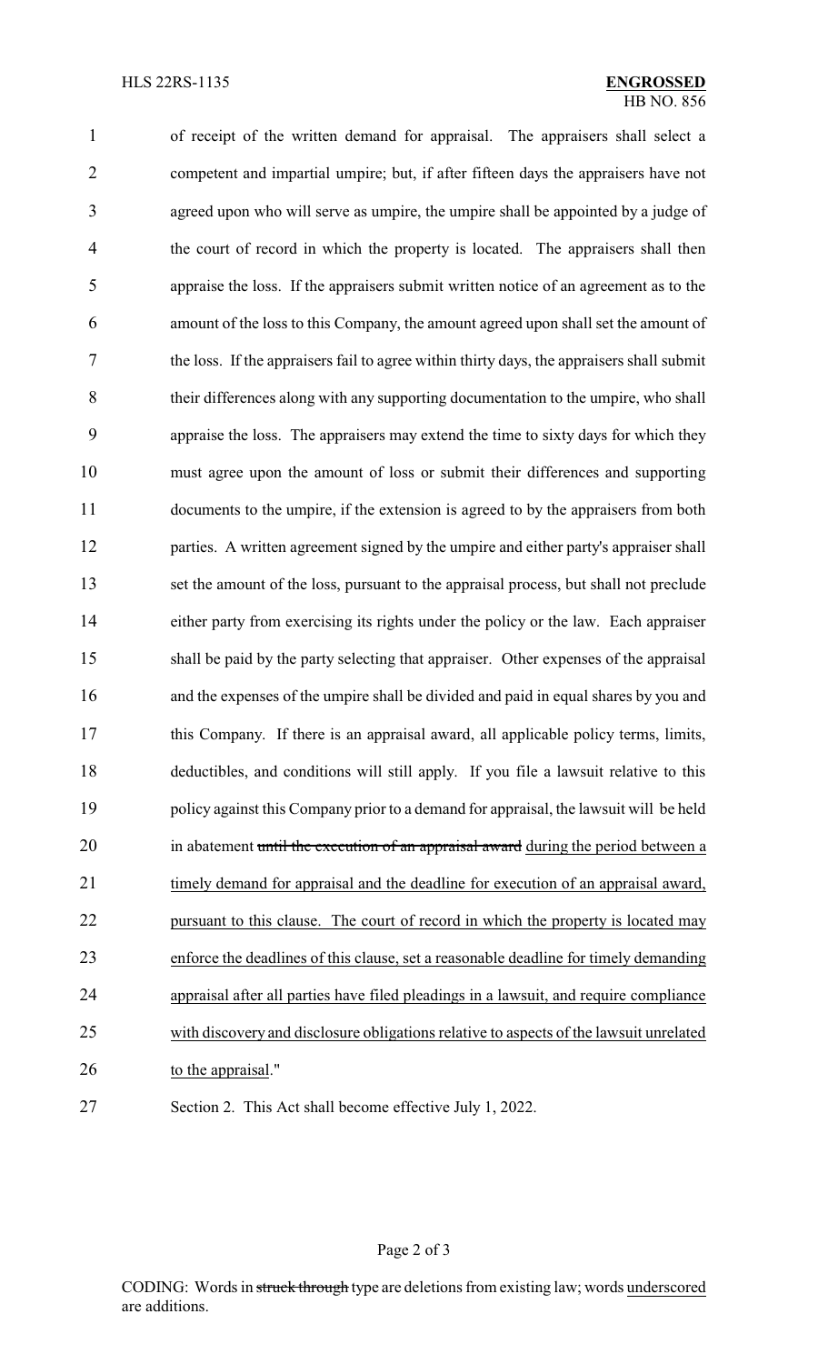of receipt of the written demand for appraisal. The appraisers shall select a competent and impartial umpire; but, if after fifteen days the appraisers have not agreed upon who will serve as umpire, the umpire shall be appointed by a judge of the court of record in which the property is located. The appraisers shall then appraise the loss. If the appraisers submit written notice of an agreement as to the amount of the loss to this Company, the amount agreed upon shall set the amount of the loss. If the appraisers fail to agree within thirty days, the appraisers shall submit their differences along with any supporting documentation to the umpire, who shall appraise the loss. The appraisers may extend the time to sixty days for which they must agree upon the amount of loss or submit their differences and supporting documents to the umpire, if the extension is agreed to by the appraisers from both parties. A written agreement signed by the umpire and either party's appraiser shall set the amount of the loss, pursuant to the appraisal process, but shall not preclude either party from exercising its rights under the policy or the law. Each appraiser shall be paid by the party selecting that appraiser. Other expenses of the appraisal and the expenses of the umpire shall be divided and paid in equal shares by you and this Company. If there is an appraisal award, all applicable policy terms, limits, deductibles, and conditions will still apply. If you file a lawsuit relative to this policy against this Company prior to a demand for appraisal, the lawsuit will be held in abatement ~~until the execution of an appraisal award~~ <u>during the period between a timely demand for appraisal and the deadline for execution of an appraisal award, pursuant to this clause. The court of record in which the property is located may enforce the deadlines of this clause, set a reasonable deadline for timely demanding appraisal after all parties have filed pleadings in a lawsuit, and require compliance with discovery and disclosure obligations relative to aspects of the lawsuit unrelated to the appraisal</u>."

Section 2. This Act shall become effective July 1, 2022.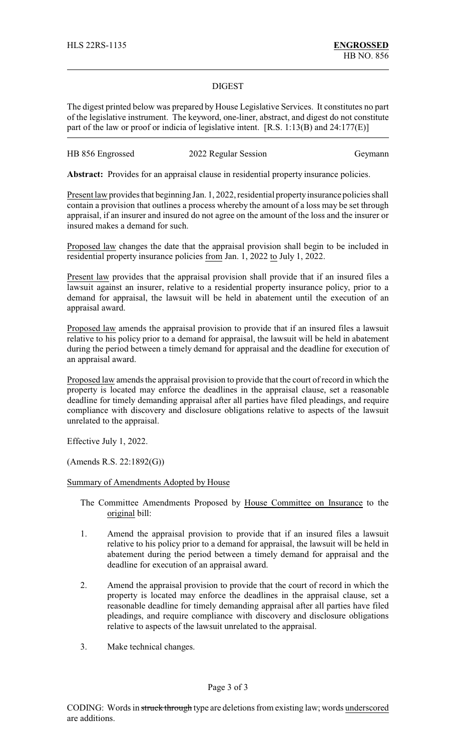HLS 22RS-1135 **ENGROSSED**
HB NO. 856

## DIGEST

The digest printed below was prepared by House Legislative Services. It constitutes no part of the legislative instrument. The keyword, one-liner, abstract, and digest do not constitute part of the law or proof or indicia of legislative intent. [R.S. 1:13(B) and 24:177(E)]

HB 856 Engrossed 2022 Regular Session Geymann

**Abstract:** Provides for an appraisal clause in residential property insurance policies.

Present law provides that beginning Jan. 1, 2022, residential property insurance policies shall contain a provision that outlines a process whereby the amount of a loss may be set through appraisal, if an insurer and insured do not agree on the amount of the loss and the insurer or insured makes a demand for such.

Proposed law changes the date that the appraisal provision shall begin to be included in residential property insurance policies from Jan. 1, 2022 to July 1, 2022.

Present law provides that the appraisal provision shall provide that if an insured files a lawsuit against an insurer, relative to a residential property insurance policy, prior to a demand for appraisal, the lawsuit will be held in abatement until the execution of an appraisal award.

Proposed law amends the appraisal provision to provide that if an insured files a lawsuit relative to his policy prior to a demand for appraisal, the lawsuit will be held in abatement during the period between a timely demand for appraisal and the deadline for execution of an appraisal award.

Proposed law amends the appraisal provision to provide that the court of record in which the property is located may enforce the deadlines in the appraisal clause, set a reasonable deadline for timely demanding appraisal after all parties have filed pleadings, and require compliance with discovery and disclosure obligations relative to aspects of the lawsuit unrelated to the appraisal.

Effective July 1, 2022.

(Amends R.S. 22:1892(G))

Summary of Amendments Adopted by House

The Committee Amendments Proposed by House Committee on Insurance to the original bill:

1. Amend the appraisal provision to provide that if an insured files a lawsuit relative to his policy prior to a demand for appraisal, the lawsuit will be held in abatement during the period between a timely demand for appraisal and the deadline for execution of an appraisal award.

2. Amend the appraisal provision to provide that the court of record in which the property is located may enforce the deadlines in the appraisal clause, set a reasonable deadline for timely demanding appraisal after all parties have filed pleadings, and require compliance with discovery and disclosure obligations relative to aspects of the lawsuit unrelated to the appraisal.

3. Make technical changes.

CODING: Words in ~~struck through~~ type are deletions from existing law; words underscored are additions.